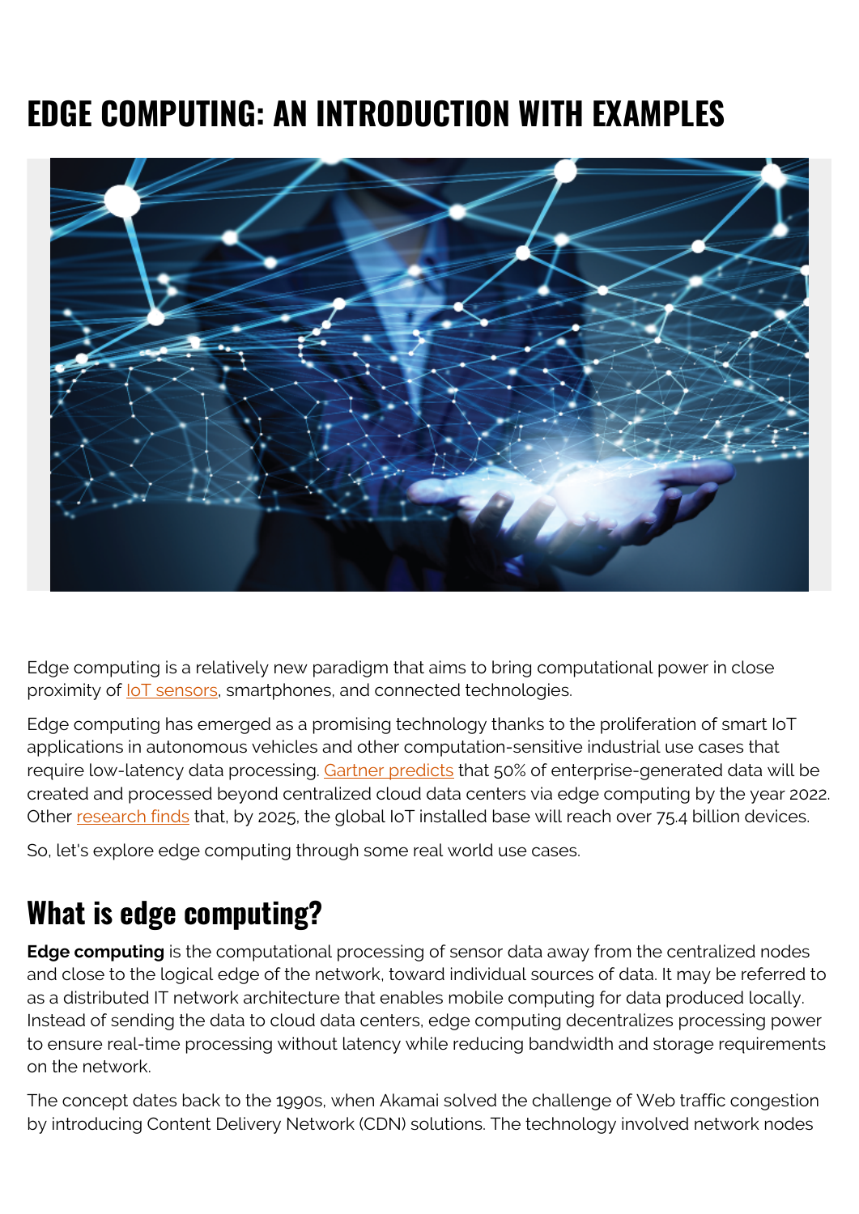# EDGE COMPUTING: AN INTRODUCTION WITH EXAMPLES

Edge computing is a relatively new paradigm that aims to bring computational power in close proximity of IoT sensors, smartphones, and connected technologies.

Edge computing has emerged as a promising technology thanks to the proliferation of smart IoT applications in autonomous vehicles and other computation-sensitive industrial use cases that require low-latency data processing. Gartner predicts that 50% of enterprise-generated data will be created and processed beyond centralized cloud data centers via edge computing by the year 2022. Other research finds that, by 2025, the global IoT installed base will reach over 75.4 billion devices.

So, let's explore edge computing through some real world use cases.

## What is edge computing?

**Edge computing** is the computational processing of sensor data away from the centralized nodes and close to the logical edge of the network, toward individual sources of data. It may be referred to as a distributed IT network architecture that enables mobile computing for data produced locally. Instead of sending the data to cloud data centers, edge computing decentralizes processing power to ensure real-time processing without latency while reducing bandwidth and storage requirements on the network.

The concept dates back to the 1990s, when Akamai solved the challenge of Web traffic congestion by introducing Content Delivery Network (CDN) solutions. The technology involved network nodes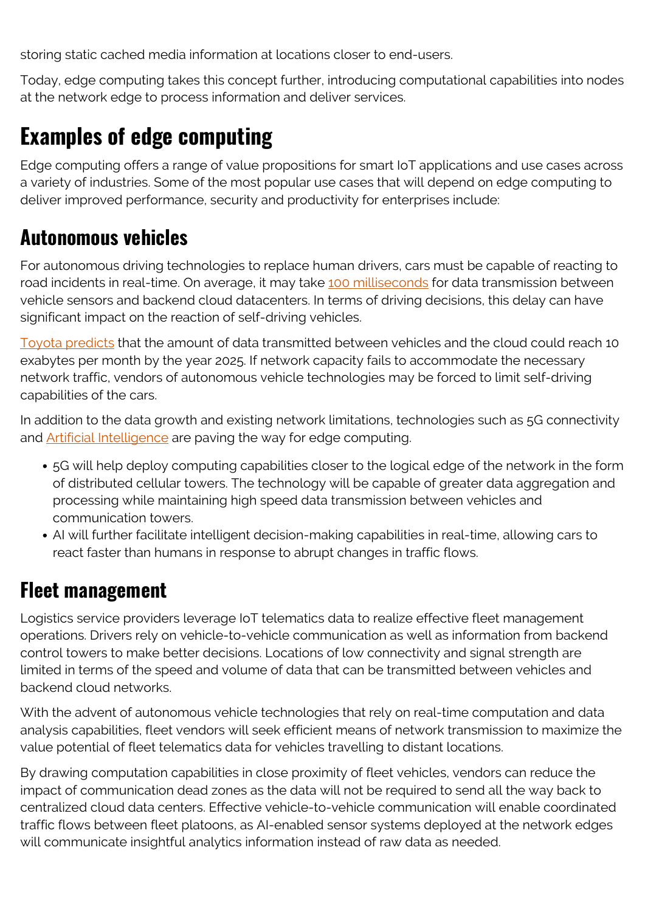storing static cached media information at locations closer to end-users.

Today, edge computing takes this concept further, introducing computational capabilities into nodes at the network edge to process information and deliver services.

# Examples of edge computing

Edge computing offers a range of value propositions for smart IoT applications and use cases across a variety of industries. Some of the most popular use cases that will depend on edge computing to deliver improved performance, security and productivity for enterprises include:

## Autonomous vehicles

For autonomous driving technologies to replace human drivers, cars must be capable of reacting to road incidents in real-time. On average, it may take 100 milliseconds for data transmission between vehicle sensors and backend cloud datacenters. In terms of driving decisions, this delay can have significant impact on the reaction of self-driving vehicles.

Toyota predicts that the amount of data transmitted between vehicles and the cloud could reach 10 exabytes per month by the year 2025. If network capacity fails to accommodate the necessary network traffic, vendors of autonomous vehicle technologies may be forced to limit self-driving capabilities of the cars.

In addition to the data growth and existing network limitations, technologies such as 5G connectivity and Artificial Intelligence are paving the way for edge computing.

- 5G will help deploy computing capabilities closer to the logical edge of the network in the form of distributed cellular towers. The technology will be capable of greater data aggregation and processing while maintaining high speed data transmission between vehicles and communication towers.
- AI will further facilitate intelligent decision-making capabilities in real-time, allowing cars to react faster than humans in response to abrupt changes in traffic flows.

## Fleet management

Logistics service providers leverage IoT telematics data to realize effective fleet management operations. Drivers rely on vehicle-to-vehicle communication as well as information from backend control towers to make better decisions. Locations of low connectivity and signal strength are limited in terms of the speed and volume of data that can be transmitted between vehicles and backend cloud networks.

With the advent of autonomous vehicle technologies that rely on real-time computation and data analysis capabilities, fleet vendors will seek efficient means of network transmission to maximize the value potential of fleet telematics data for vehicles travelling to distant locations.

By drawing computation capabilities in close proximity of fleet vehicles, vendors can reduce the impact of communication dead zones as the data will not be required to send all the way back to centralized cloud data centers. Effective vehicle-to-vehicle communication will enable coordinated traffic flows between fleet platoons, as AI-enabled sensor systems deployed at the network edges will communicate insightful analytics information instead of raw data as needed.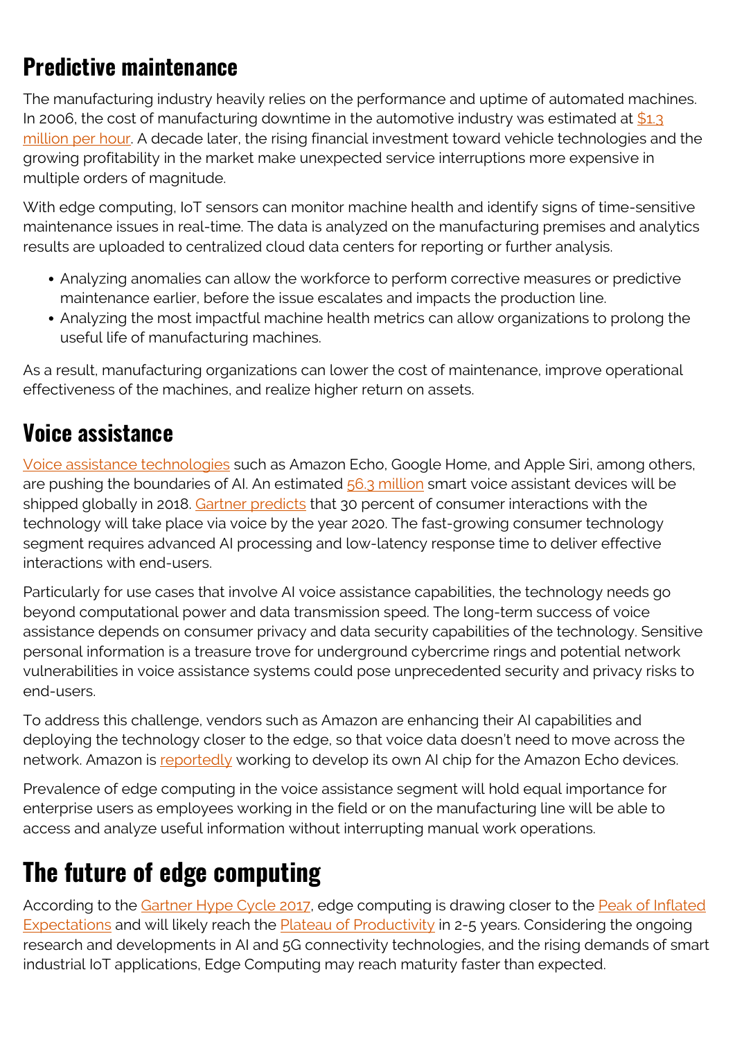## Predictive maintenance

The manufacturing industry heavily relies on the performance and uptime of automated machines. In 2006, the cost of manufacturing downtime in the automotive industry was estimated at [$1.3 million per hour](). A decade later, the rising financial investment toward vehicle technologies and the growing profitability in the market make unexpected service interruptions more expensive in multiple orders of magnitude.

With edge computing, IoT sensors can monitor machine health and identify signs of time-sensitive maintenance issues in real-time. The data is analyzed on the manufacturing premises and analytics results are uploaded to centralized cloud data centers for reporting or further analysis.

- Analyzing anomalies can allow the workforce to perform corrective measures or predictive maintenance earlier, before the issue escalates and impacts the production line.
- Analyzing the most impactful machine health metrics can allow organizations to prolong the useful life of manufacturing machines.

As a result, manufacturing organizations can lower the cost of maintenance, improve operational effectiveness of the machines, and realize higher return on assets.

## Voice assistance

[Voice assistance technologies]() such as Amazon Echo, Google Home, and Apple Siri, among others, are pushing the boundaries of AI. An estimated [56.3 million]() smart voice assistant devices will be shipped globally in 2018. [Gartner predicts]() that 30 percent of consumer interactions with the technology will take place via voice by the year 2020. The fast-growing consumer technology segment requires advanced AI processing and low-latency response time to deliver effective interactions with end-users.

Particularly for use cases that involve AI voice assistance capabilities, the technology needs go beyond computational power and data transmission speed. The long-term success of voice assistance depends on consumer privacy and data security capabilities of the technology. Sensitive personal information is a treasure trove for underground cybercrime rings and potential network vulnerabilities in voice assistance systems could pose unprecedented security and privacy risks to end-users.

To address this challenge, vendors such as Amazon are enhancing their AI capabilities and deploying the technology closer to the edge, so that voice data doesn't need to move across the network. Amazon is [reportedly]() working to develop its own AI chip for the Amazon Echo devices.

Prevalence of edge computing in the voice assistance segment will hold equal importance for enterprise users as employees working in the field or on the manufacturing line will be able to access and analyze useful information without interrupting manual work operations.

# The future of edge computing

According to the [Gartner Hype Cycle 2017](), edge computing is drawing closer to the [Peak of Inflated Expectations]() and will likely reach the [Plateau of Productivity]() in 2-5 years. Considering the ongoing research and developments in AI and 5G connectivity technologies, and the rising demands of smart industrial IoT applications, Edge Computing may reach maturity faster than expected.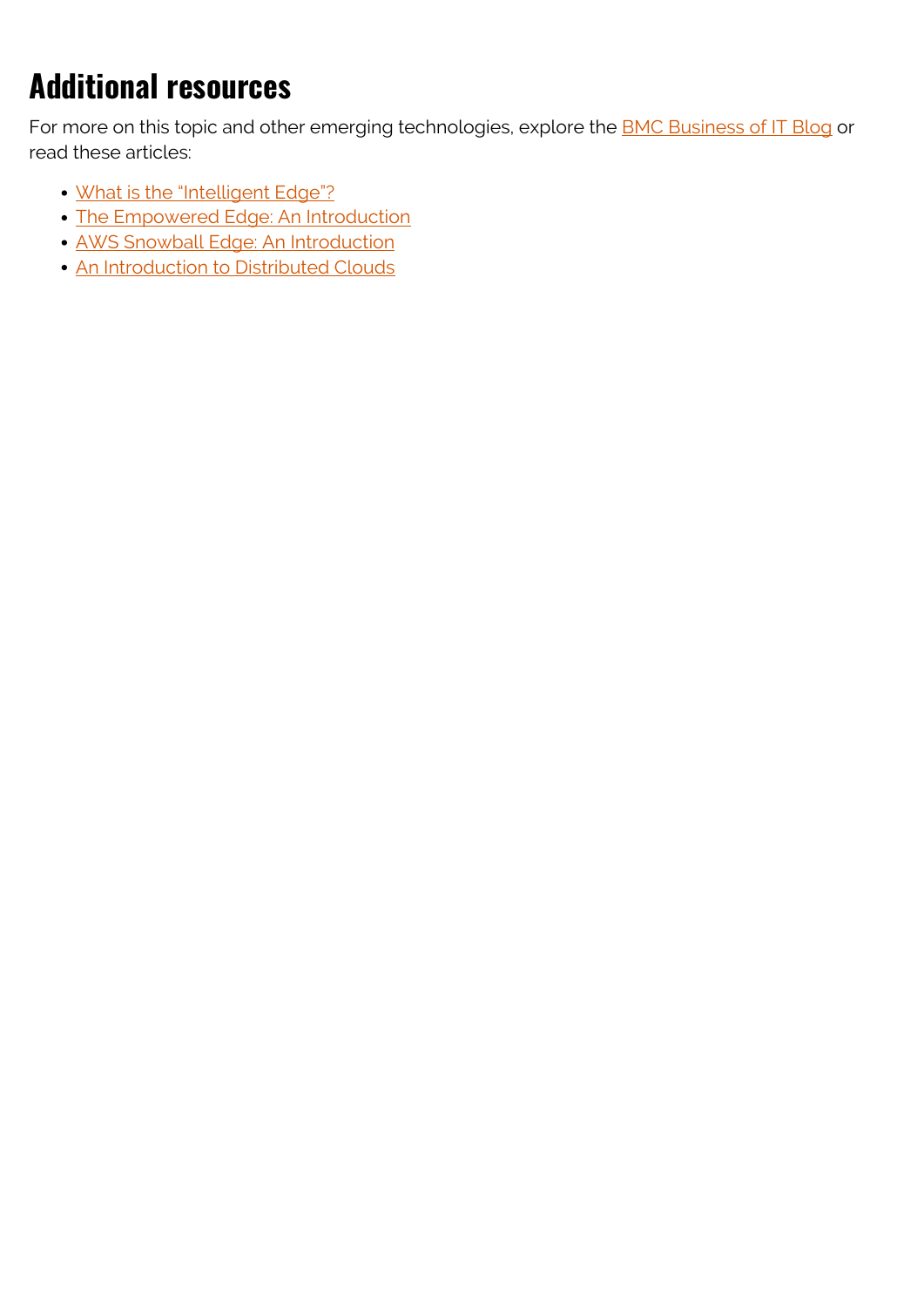## Additional resources

For more on this topic and other emerging technologies, explore the BMC Business of IT Blog or read these articles:

- What is the “Intelligent Edge”?
- The Empowered Edge: An Introduction
- AWS Snowball Edge: An Introduction
- An Introduction to Distributed Clouds